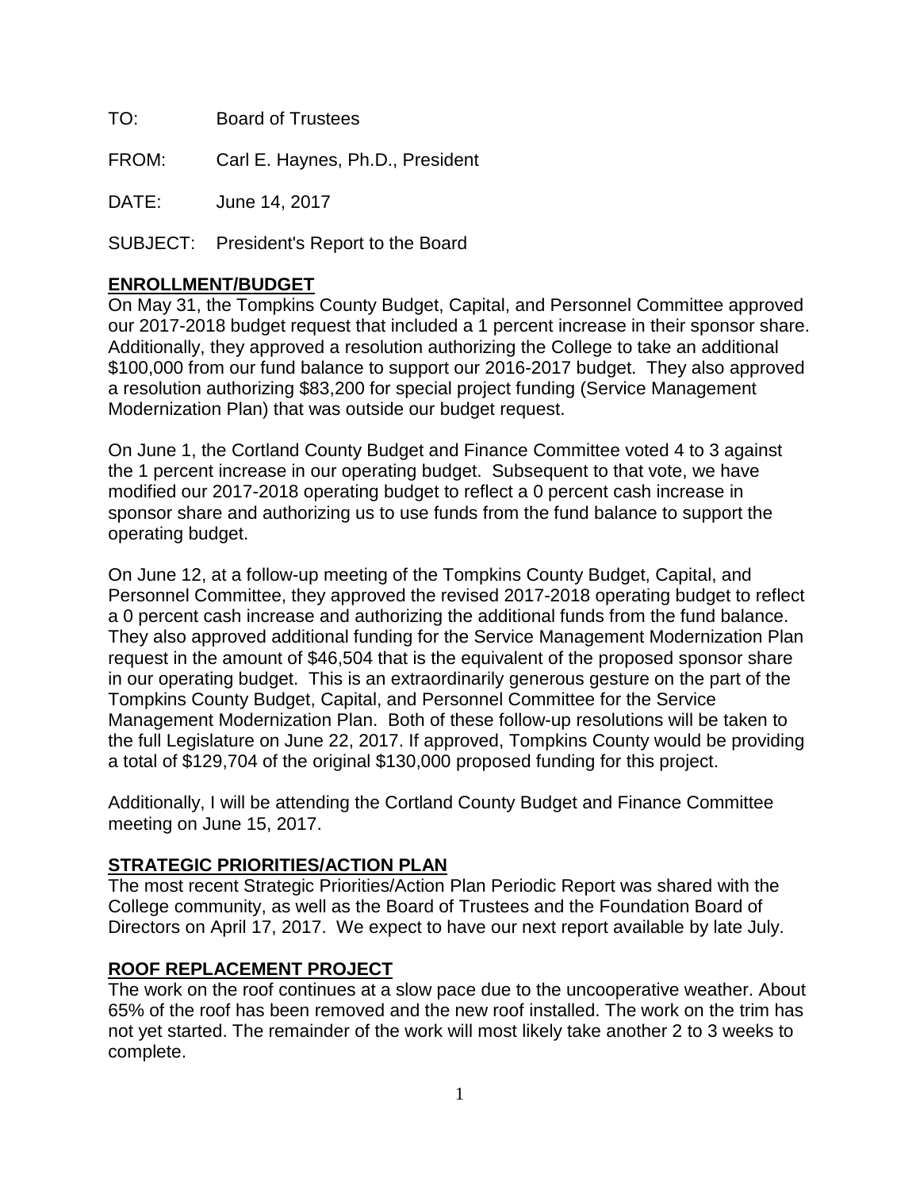TO: Board of Trustees

FROM: Carl E. Haynes, Ph.D., President

DATE: June 14, 2017

SUBJECT: President's Report to the Board

## ENROLLMENT/BUDGET

On May 31, the Tompkins County Budget, Capital, and Personnel Committee approved our 2017-2018 budget request that included a 1 percent increase in their sponsor share. Additionally, they approved a resolution authorizing the College to take an additional $100,000 from our fund balance to support our 2016-2017 budget. They also approved a resolution authorizing $83,200 for special project funding (Service Management Modernization Plan) that was outside our budget request.

On June 1, the Cortland County Budget and Finance Committee voted 4 to 3 against the 1 percent increase in our operating budget. Subsequent to that vote, we have modified our 2017-2018 operating budget to reflect a 0 percent cash increase in sponsor share and authorizing us to use funds from the fund balance to support the operating budget.

On June 12, at a follow-up meeting of the Tompkins County Budget, Capital, and Personnel Committee, they approved the revised 2017-2018 operating budget to reflect a 0 percent cash increase and authorizing the additional funds from the fund balance. They also approved additional funding for the Service Management Modernization Plan request in the amount of $46,504 that is the equivalent of the proposed sponsor share in our operating budget. This is an extraordinarily generous gesture on the part of the Tompkins County Budget, Capital, and Personnel Committee for the Service Management Modernization Plan. Both of these follow-up resolutions will be taken to the full Legislature on June 22, 2017. If approved, Tompkins County would be providing a total of $129,704 of the original $130,000 proposed funding for this project.

Additionally, I will be attending the Cortland County Budget and Finance Committee meeting on June 15, 2017.

## STRATEGIC PRIORITIES/ACTION PLAN

The most recent Strategic Priorities/Action Plan Periodic Report was shared with the College community, as well as the Board of Trustees and the Foundation Board of Directors on April 17, 2017. We expect to have our next report available by late July.

## ROOF REPLACEMENT PROJECT

The work on the roof continues at a slow pace due to the uncooperative weather. About 65% of the roof has been removed and the new roof installed. The work on the trim has not yet started. The remainder of the work will most likely take another 2 to 3 weeks to complete.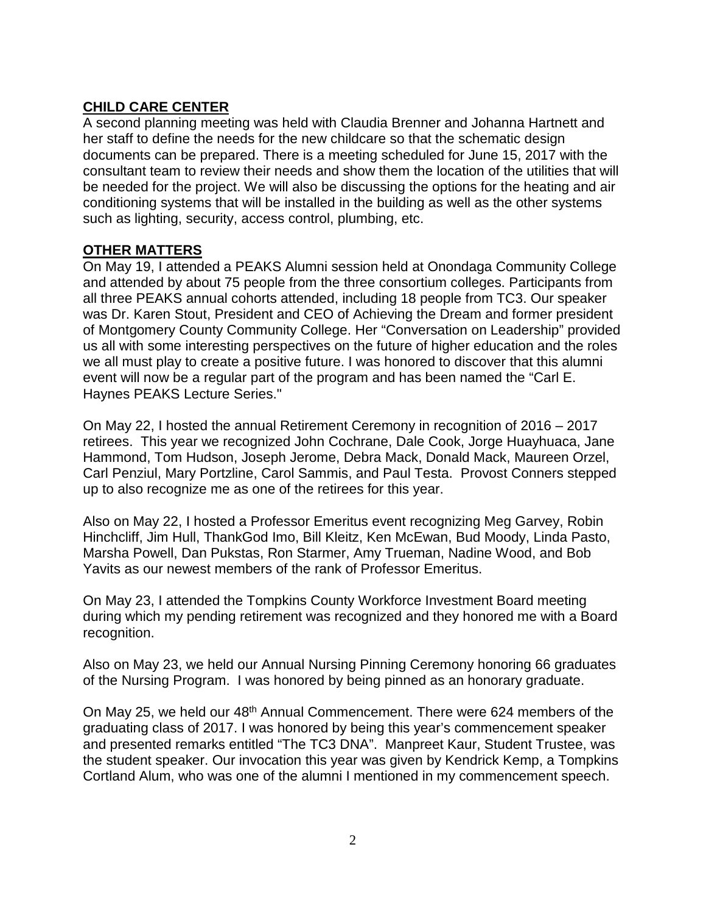## **CHILD CARE CENTER**

A second planning meeting was held with Claudia Brenner and Johanna Hartnett and her staff to define the needs for the new childcare so that the schematic design documents can be prepared. There is a meeting scheduled for June 15, 2017 with the consultant team to review their needs and show them the location of the utilities that will be needed for the project. We will also be discussing the options for the heating and air conditioning systems that will be installed in the building as well as the other systems such as lighting, security, access control, plumbing, etc.

## **OTHER MATTERS**

On May 19, I attended a PEAKS Alumni session held at Onondaga Community College and attended by about 75 people from the three consortium colleges. Participants from all three PEAKS annual cohorts attended, including 18 people from TC3. Our speaker was Dr. Karen Stout, President and CEO of Achieving the Dream and former president of Montgomery County Community College. Her "Conversation on Leadership" provided us all with some interesting perspectives on the future of higher education and the roles we all must play to create a positive future. I was honored to discover that this alumni event will now be a regular part of the program and has been named the "Carl E. Haynes PEAKS Lecture Series."

On May 22, I hosted the annual Retirement Ceremony in recognition of 2016 – 2017 retirees. This year we recognized John Cochrane, Dale Cook, Jorge Huayhuaca, Jane Hammond, Tom Hudson, Joseph Jerome, Debra Mack, Donald Mack, Maureen Orzel, Carl Penziul, Mary Portzline, Carol Sammis, and Paul Testa. Provost Conners stepped up to also recognize me as one of the retirees for this year.

Also on May 22, I hosted a Professor Emeritus event recognizing Meg Garvey, Robin Hinchcliff, Jim Hull, ThankGod Imo, Bill Kleitz, Ken McEwan, Bud Moody, Linda Pasto, Marsha Powell, Dan Pukstas, Ron Starmer, Amy Trueman, Nadine Wood, and Bob Yavits as our newest members of the rank of Professor Emeritus.

On May 23, I attended the Tompkins County Workforce Investment Board meeting during which my pending retirement was recognized and they honored me with a Board recognition.

Also on May 23, we held our Annual Nursing Pinning Ceremony honoring 66 graduates of the Nursing Program. I was honored by being pinned as an honorary graduate.

On May 25, we held our 48th Annual Commencement. There were 624 members of the graduating class of 2017. I was honored by being this year's commencement speaker and presented remarks entitled "The TC3 DNA". Manpreet Kaur, Student Trustee, was the student speaker. Our invocation this year was given by Kendrick Kemp, a Tompkins Cortland Alum, who was one of the alumni I mentioned in my commencement speech.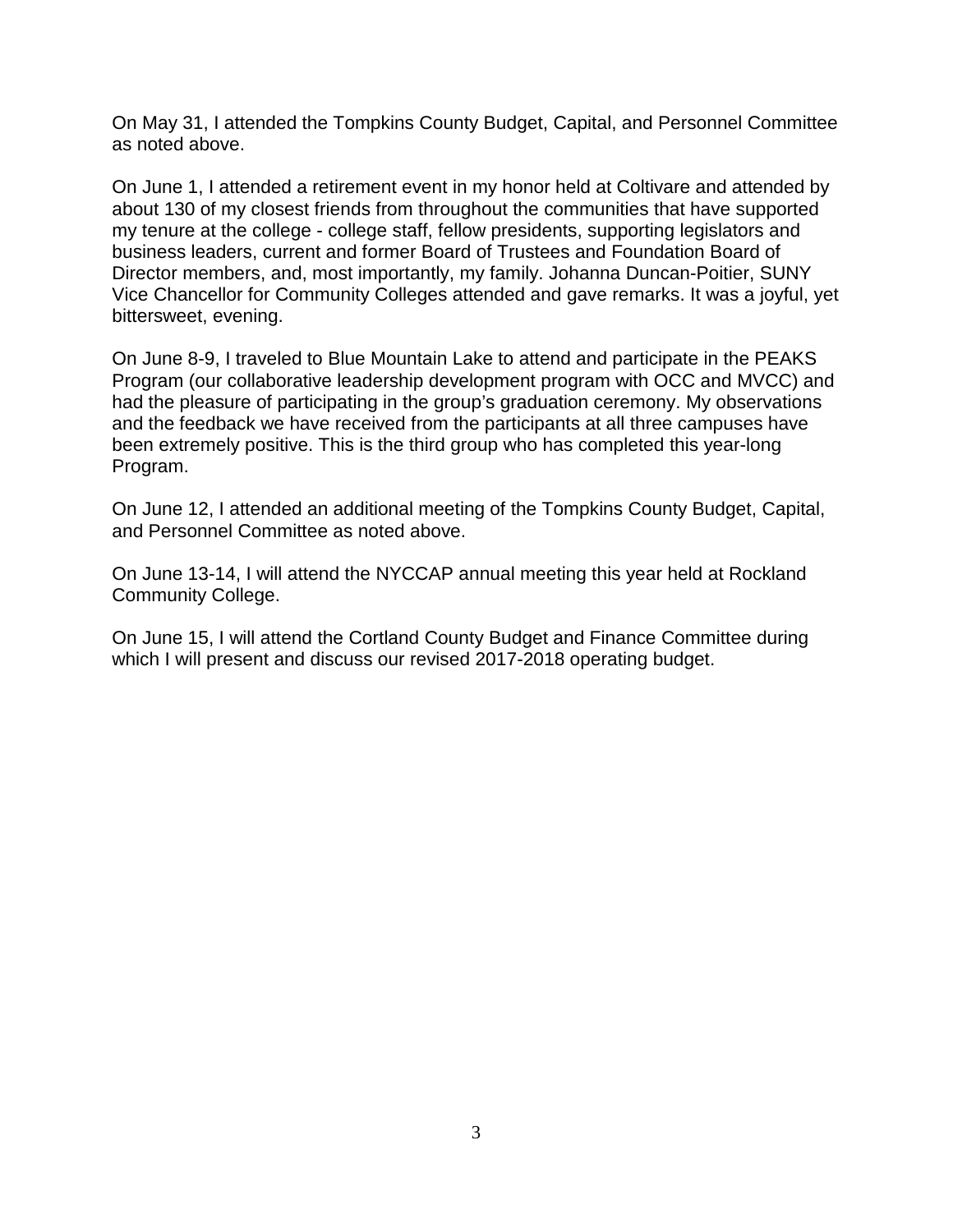On May 31, I attended the Tompkins County Budget, Capital, and Personnel Committee as noted above.

On June 1, I attended a retirement event in my honor held at Coltivare and attended by about 130 of my closest friends from throughout the communities that have supported my tenure at the college - college staff, fellow presidents, supporting legislators and business leaders, current and former Board of Trustees and Foundation Board of Director members, and, most importantly, my family. Johanna Duncan-Poitier, SUNY Vice Chancellor for Community Colleges attended and gave remarks. It was a joyful, yet bittersweet, evening.

On June 8-9, I traveled to Blue Mountain Lake to attend and participate in the PEAKS Program (our collaborative leadership development program with OCC and MVCC) and had the pleasure of participating in the group's graduation ceremony. My observations and the feedback we have received from the participants at all three campuses have been extremely positive. This is the third group who has completed this year-long Program.

On June 12, I attended an additional meeting of the Tompkins County Budget, Capital, and Personnel Committee as noted above.

On June 13-14, I will attend the NYCCAP annual meeting this year held at Rockland Community College.

On June 15, I will attend the Cortland County Budget and Finance Committee during which I will present and discuss our revised 2017-2018 operating budget.